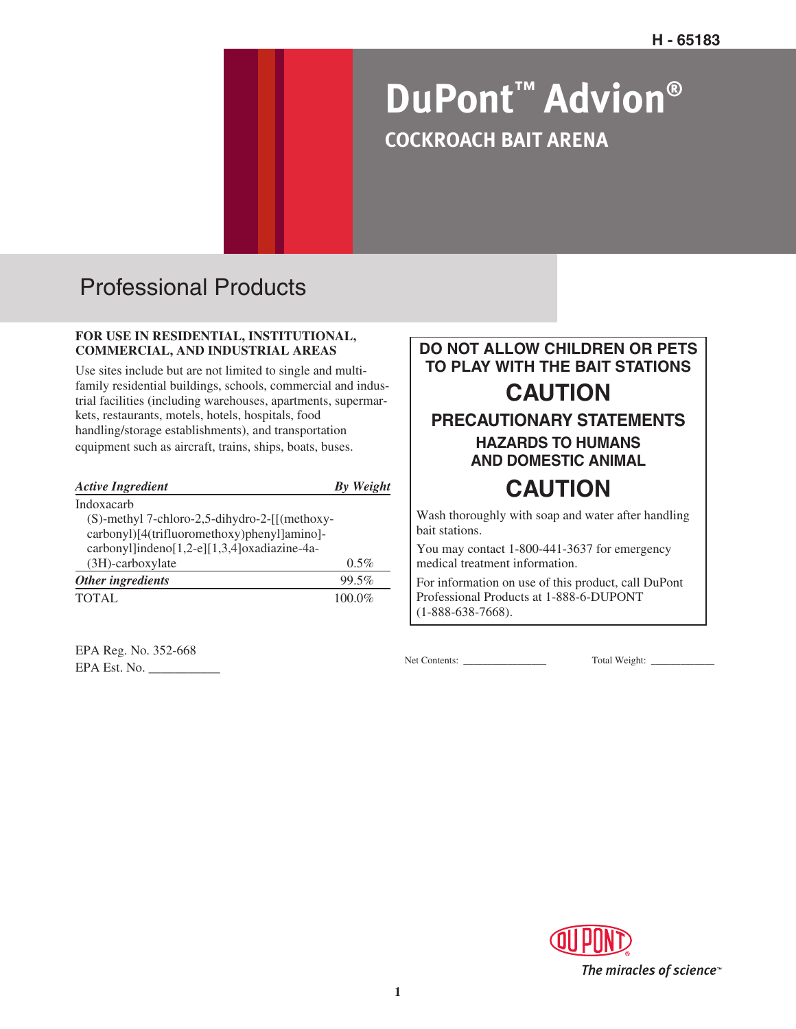H - 65183

# DuPont™ Advion®

## COCKROACH BAIT ARENA

## Professional Products

**FOR USE IN RESIDENTIAL, INSTITUTIONAL, COMMERCIAL, AND INDUSTRIAL AREAS**

Use sites include but are not limited to single and multi-family residential buildings, schools, commercial and industrial facilities (including warehouses, apartments, supermarkets, restaurants, motels, hotels, hospitals, food handling/storage establishments), and transportation equipment such as aircraft, trains, ships, boats, buses.

| *Active Ingredient* | *By Weight* |
|---|---|
| Indoxacarb<br>(S)-methyl 7-chloro-2,5-dihydro-2-[[(methoxy-carbonyl)[4(trifluoromethoxy)phenyl]amino]-carbonyl]indeno[1,2-e][1,3,4]oxadiazine-4a-(3H)-carboxylate | 0.5% |
| ***Other ingredients*** | 99.5% |
| TOTAL | 100.0% |

EPA Reg. No. 352-668
EPA Est. No. ___________

**DO NOT ALLOW CHILDREN OR PETS TO PLAY WITH THE BAIT STATIONS**

## CAUTION

### PRECAUTIONARY STATEMENTS

#### HAZARDS TO HUMANS AND DOMESTIC ANIMAL

## CAUTION

Wash thoroughly with soap and water after handling bait stations.

You may contact 1-800-441-3637 for emergency medical treatment information.

For information on use of this product, call DuPont Professional Products at 1-888-6-DUPONT (1-888-638-7668).

Net Contents: _______________ Total Weight: ____________

DUPONT®
The miracles of science™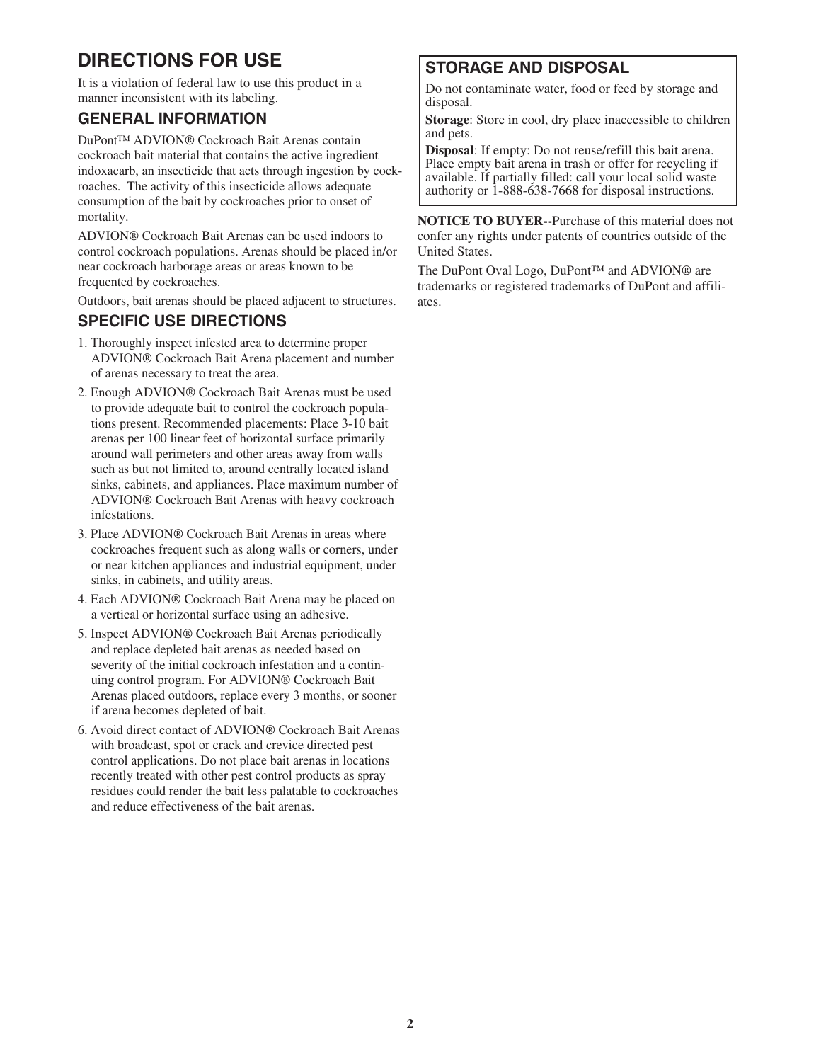# DIRECTIONS FOR USE

It is a violation of federal law to use this product in a manner inconsistent with its labeling.

## GENERAL INFORMATION

DuPont™ ADVION® Cockroach Bait Arenas contain cockroach bait material that contains the active ingredient indoxacarb, an insecticide that acts through ingestion by cockroaches. The activity of this insecticide allows adequate consumption of the bait by cockroaches prior to onset of mortality.

ADVION® Cockroach Bait Arenas can be used indoors to control cockroach populations. Arenas should be placed in/or near cockroach harborage areas or areas known to be frequented by cockroaches.

Outdoors, bait arenas should be placed adjacent to structures.

## SPECIFIC USE DIRECTIONS

1. Thoroughly inspect infested area to determine proper ADVION® Cockroach Bait Arena placement and number of arenas necessary to treat the area.
2. Enough ADVION® Cockroach Bait Arenas must be used to provide adequate bait to control the cockroach populations present. Recommended placements: Place 3-10 bait arenas per 100 linear feet of horizontal surface primarily around wall perimeters and other areas away from walls such as but not limited to, around centrally located island sinks, cabinets, and appliances. Place maximum number of ADVION® Cockroach Bait Arenas with heavy cockroach infestations.
3. Place ADVION® Cockroach Bait Arenas in areas where cockroaches frequent such as along walls or corners, under or near kitchen appliances and industrial equipment, under sinks, in cabinets, and utility areas.
4. Each ADVION® Cockroach Bait Arena may be placed on a vertical or horizontal surface using an adhesive.
5. Inspect ADVION® Cockroach Bait Arenas periodically and replace depleted bait arenas as needed based on severity of the initial cockroach infestation and a continuing control program. For ADVION® Cockroach Bait Arenas placed outdoors, replace every 3 months, or sooner if arena becomes depleted of bait.
6. Avoid direct contact of ADVION® Cockroach Bait Arenas with broadcast, spot or crack and crevice directed pest control applications. Do not place bait arenas in locations recently treated with other pest control products as spray residues could render the bait less palatable to cockroaches and reduce effectiveness of the bait arenas.

## STORAGE AND DISPOSAL

Do not contaminate water, food or feed by storage and disposal.

**Storage**: Store in cool, dry place inaccessible to children and pets.

**Disposal**: If empty: Do not reuse/refill this bait arena. Place empty bait arena in trash or offer for recycling if available. If partially filled: call your local solid waste authority or 1-888-638-7668 for disposal instructions.

**NOTICE TO BUYER--**Purchase of this material does not confer any rights under patents of countries outside of the United States.

The DuPont Oval Logo, DuPont™ and ADVION® are trademarks or registered trademarks of DuPont and affiliates.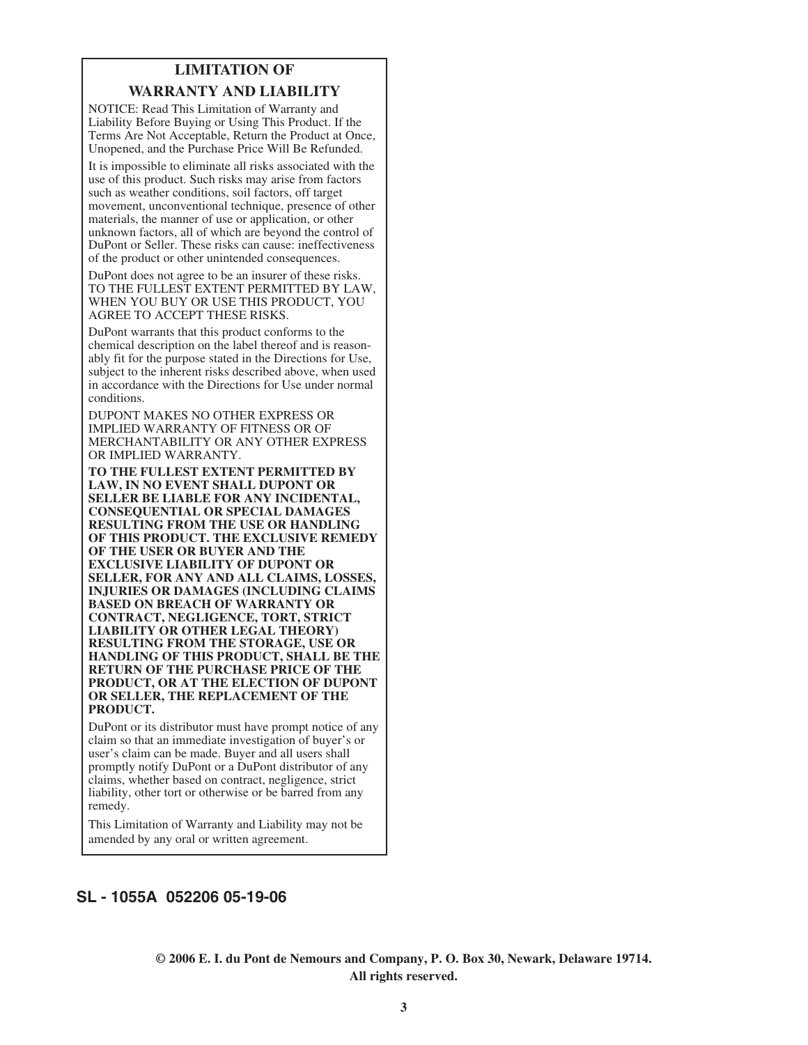## LIMITATION OF WARRANTY AND LIABILITY

NOTICE: Read This Limitation of Warranty and Liability Before Buying or Using This Product. If the Terms Are Not Acceptable, Return the Product at Once, Unopened, and the Purchase Price Will Be Refunded.

It is impossible to eliminate all risks associated with the use of this product. Such risks may arise from factors such as weather conditions, soil factors, off target movement, unconventional technique, presence of other materials, the manner of use or application, or other unknown factors, all of which are beyond the control of DuPont or Seller. These risks can cause: ineffectiveness of the product or other unintended consequences.

DuPont does not agree to be an insurer of these risks. TO THE FULLEST EXTENT PERMITTED BY LAW, WHEN YOU BUY OR USE THIS PRODUCT, YOU AGREE TO ACCEPT THESE RISKS.

DuPont warrants that this product conforms to the chemical description on the label thereof and is reasonably fit for the purpose stated in the Directions for Use, subject to the inherent risks described above, when used in accordance with the Directions for Use under normal conditions.

DUPONT MAKES NO OTHER EXPRESS OR IMPLIED WARRANTY OF FITNESS OR OF MERCHANTABILITY OR ANY OTHER EXPRESS OR IMPLIED WARRANTY.

**TO THE FULLEST EXTENT PERMITTED BY LAW, IN NO EVENT SHALL DUPONT OR SELLER BE LIABLE FOR ANY INCIDENTAL, CONSEQUENTIAL OR SPECIAL DAMAGES RESULTING FROM THE USE OR HANDLING OF THIS PRODUCT. THE EXCLUSIVE REMEDY OF THE USER OR BUYER AND THE EXCLUSIVE LIABILITY OF DUPONT OR SELLER, FOR ANY AND ALL CLAIMS, LOSSES, INJURIES OR DAMAGES (INCLUDING CLAIMS BASED ON BREACH OF WARRANTY OR CONTRACT, NEGLIGENCE, TORT, STRICT LIABILITY OR OTHER LEGAL THEORY) RESULTING FROM THE STORAGE, USE OR HANDLING OF THIS PRODUCT, SHALL BE THE RETURN OF THE PURCHASE PRICE OF THE PRODUCT, OR AT THE ELECTION OF DUPONT OR SELLER, THE REPLACEMENT OF THE PRODUCT.**

DuPont or its distributor must have prompt notice of any claim so that an immediate investigation of buyer's or user's claim can be made. Buyer and all users shall promptly notify DuPont or a DuPont distributor of any claims, whether based on contract, negligence, strict liability, other tort or otherwise or be barred from any remedy.

This Limitation of Warranty and Liability may not be amended by any oral or written agreement.

**SL - 1055A 052206 05-19-06**

**© 2006 E. I. du Pont de Nemours and Company, P. O. Box 30, Newark, Delaware 19714. All rights reserved.**